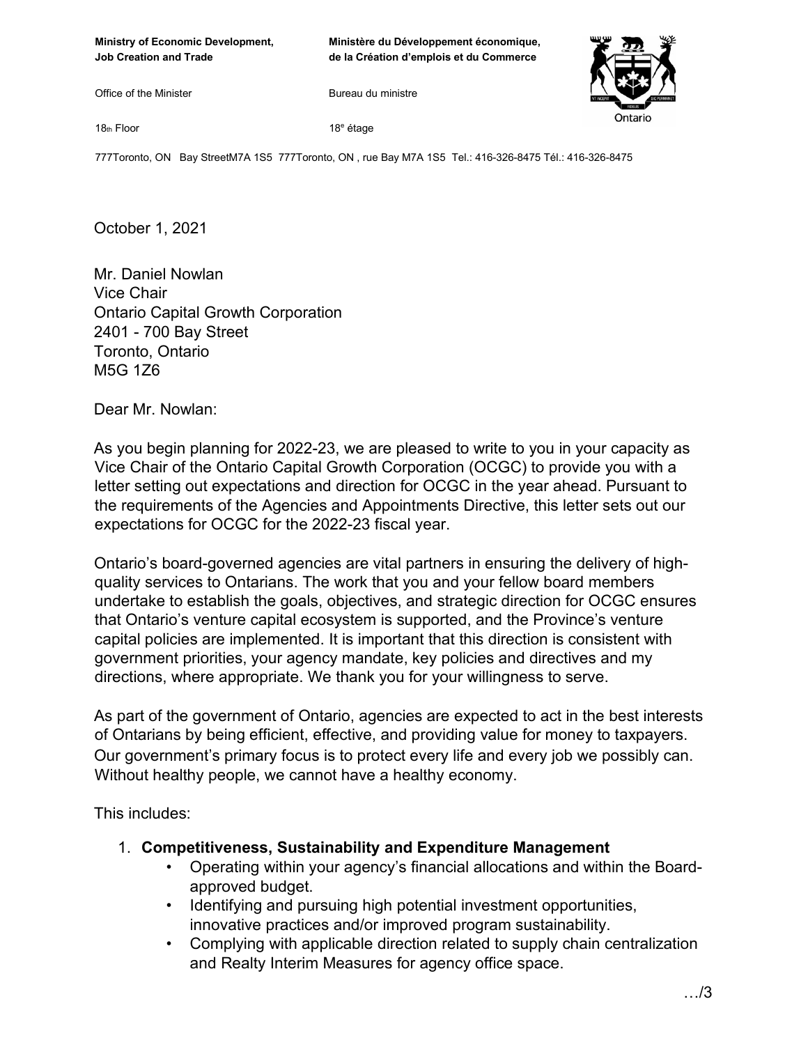**Ministry of Economic Development, Job Creation and Trade**

Office of the Minister

18th Floor

**Ministère du Développement économique, de la Création d'emplois et du Commerce**

Bureau du ministre

18e étage

777Toronto, ON Bay StreetM7A 1S5 777Toronto, ON , rue Bay M7A 1S5 Tel.: 416-326-8475 Tél.: 416-326-8475

October 1, 2021

Mr. Daniel Nowlan
Vice Chair
Ontario Capital Growth Corporation
2401 - 700 Bay Street
Toronto, Ontario
M5G 1Z6

Dear Mr. Nowlan:

As you begin planning for 2022-23, we are pleased to write to you in your capacity as Vice Chair of the Ontario Capital Growth Corporation (OCGC) to provide you with a letter setting out expectations and direction for OCGC in the year ahead. Pursuant to the requirements of the Agencies and Appointments Directive, this letter sets out our expectations for OCGC for the 2022-23 fiscal year.

Ontario's board-governed agencies are vital partners in ensuring the delivery of high-quality services to Ontarians. The work that you and your fellow board members undertake to establish the goals, objectives, and strategic direction for OCGC ensures that Ontario's venture capital ecosystem is supported, and the Province's venture capital policies are implemented. It is important that this direction is consistent with government priorities, your agency mandate, key policies and directives and my directions, where appropriate. We thank you for your willingness to serve.

As part of the government of Ontario, agencies are expected to act in the best interests of Ontarians by being efficient, effective, and providing value for money to taxpayers. Our government's primary focus is to protect every life and every job we possibly can. Without healthy people, we cannot have a healthy economy.

This includes:

1. **Competitiveness, Sustainability and Expenditure Management**
   - Operating within your agency's financial allocations and within the Board-approved budget.
   - Identifying and pursuing high potential investment opportunities, innovative practices and/or improved program sustainability.
   - Complying with applicable direction related to supply chain centralization and Realty Interim Measures for agency office space.

…/3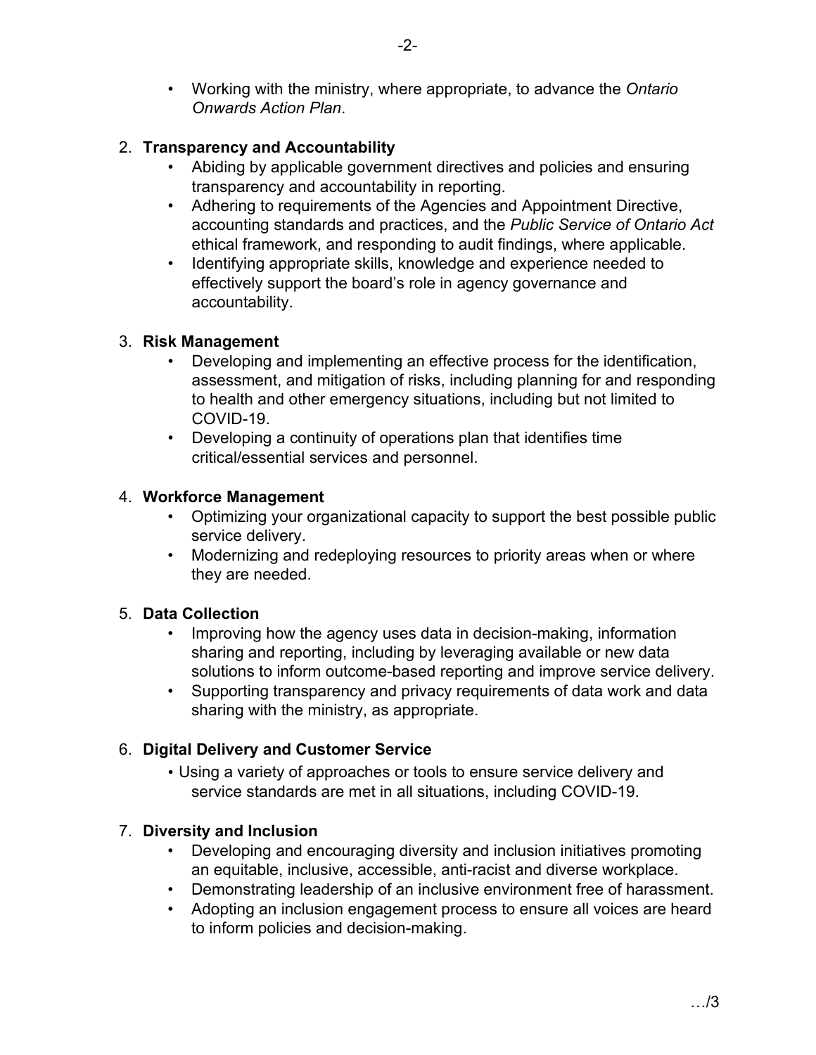- Working with the ministry, where appropriate, to advance the *Ontario Onwards Action Plan*.

2. **Transparency and Accountability**
   - Abiding by applicable government directives and policies and ensuring transparency and accountability in reporting.
   - Adhering to requirements of the Agencies and Appointment Directive, accounting standards and practices, and the *Public Service of Ontario Act* ethical framework, and responding to audit findings, where applicable.
   - Identifying appropriate skills, knowledge and experience needed to effectively support the board's role in agency governance and accountability.

3. **Risk Management**
   - Developing and implementing an effective process for the identification, assessment, and mitigation of risks, including planning for and responding to health and other emergency situations, including but not limited to COVID-19.
   - Developing a continuity of operations plan that identifies time critical/essential services and personnel.

4. **Workforce Management**
   - Optimizing your organizational capacity to support the best possible public service delivery.
   - Modernizing and redeploying resources to priority areas when or where they are needed.

5. **Data Collection**
   - Improving how the agency uses data in decision-making, information sharing and reporting, including by leveraging available or new data solutions to inform outcome-based reporting and improve service delivery.
   - Supporting transparency and privacy requirements of data work and data sharing with the ministry, as appropriate.

6. **Digital Delivery and Customer Service**
   - Using a variety of approaches or tools to ensure service delivery and service standards are met in all situations, including COVID-19.

7. **Diversity and Inclusion**
   - Developing and encouraging diversity and inclusion initiatives promoting an equitable, inclusive, accessible, anti-racist and diverse workplace.
   - Demonstrating leadership of an inclusive environment free of harassment.
   - Adopting an inclusion engagement process to ensure all voices are heard to inform policies and decision-making.

…/3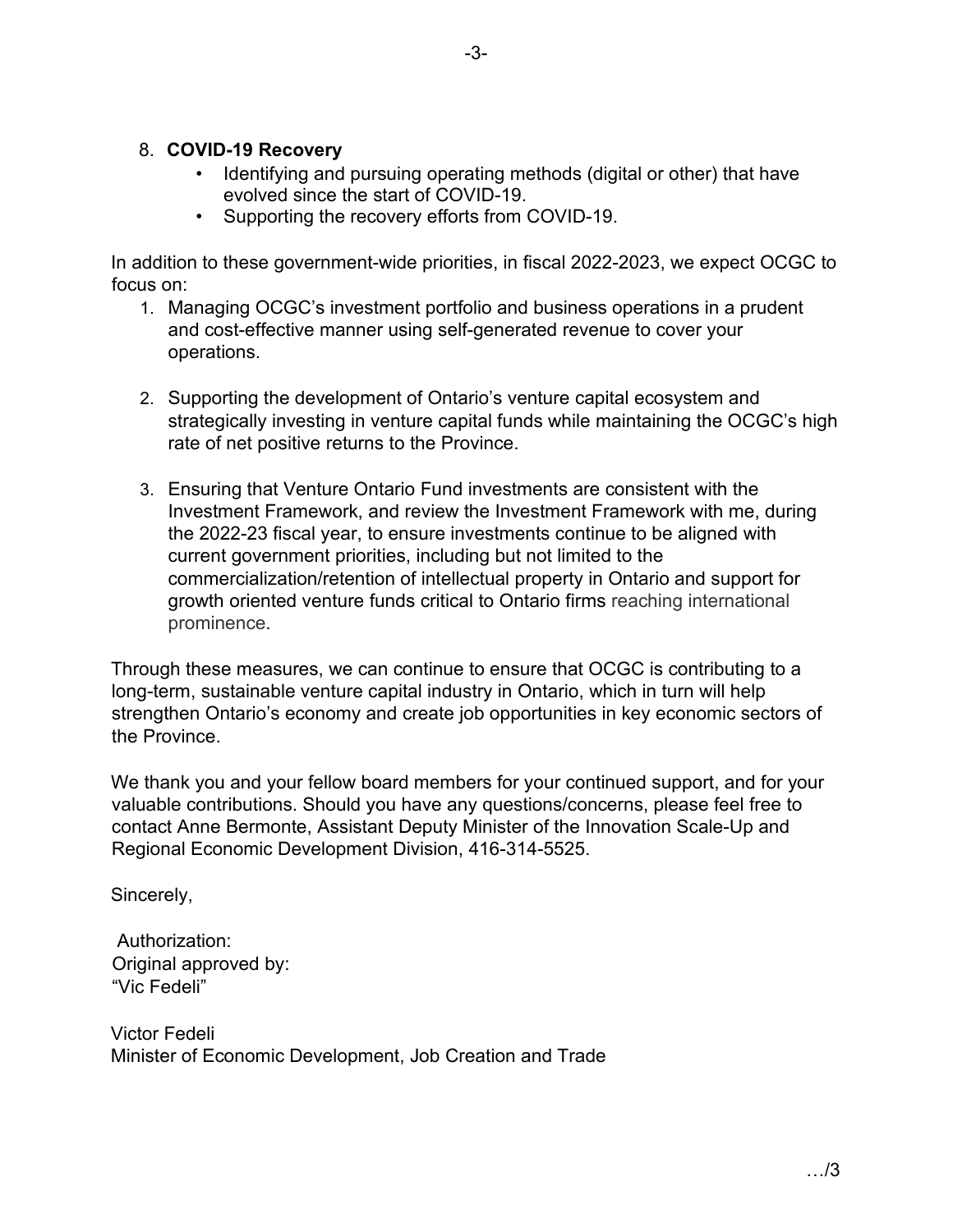8. **COVID-19 Recovery**
    - Identifying and pursuing operating methods (digital or other) that have evolved since the start of COVID-19.
    - Supporting the recovery efforts from COVID-19.

In addition to these government-wide priorities, in fiscal 2022-2023, we expect OCGC to focus on:

1. Managing OCGC's investment portfolio and business operations in a prudent and cost-effective manner using self-generated revenue to cover your operations.

2. Supporting the development of Ontario's venture capital ecosystem and strategically investing in venture capital funds while maintaining the OCGC's high rate of net positive returns to the Province.

3. Ensuring that Venture Ontario Fund investments are consistent with the Investment Framework, and review the Investment Framework with me, during the 2022-23 fiscal year, to ensure investments continue to be aligned with current government priorities, including but not limited to the commercialization/retention of intellectual property in Ontario and support for growth oriented venture funds critical to Ontario firms reaching international prominence.

Through these measures, we can continue to ensure that OCGC is contributing to a long-term, sustainable venture capital industry in Ontario, which in turn will help strengthen Ontario's economy and create job opportunities in key economic sectors of the Province.

We thank you and your fellow board members for your continued support, and for your valuable contributions. Should you have any questions/concerns, please feel free to contact Anne Bermonte, Assistant Deputy Minister of the Innovation Scale-Up and Regional Economic Development Division, 416-314-5525.

Sincerely,

Authorization:
Original approved by:
"Vic Fedeli"

Victor Fedeli
Minister of Economic Development, Job Creation and Trade

…/3